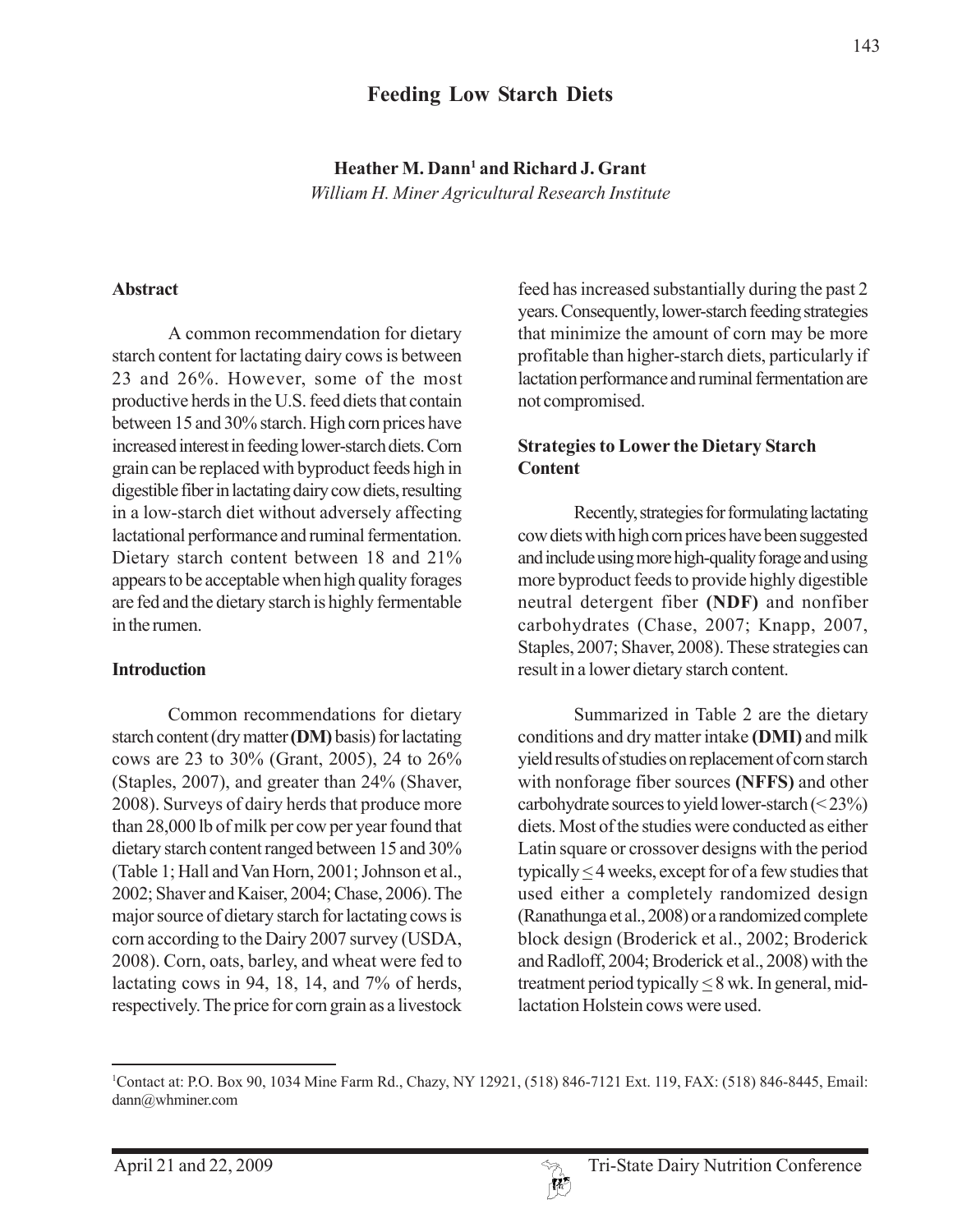# Feeding Low Starch Diets

**Heather M. Dann[1] and Richard J. Grant**

*William H. Miner Agricultural Research Institute*

## Abstract

A common recommendation for dietary starch content for lactating dairy cows is between 23 and 26%. However, some of the most productive herds in the U.S. feed diets that contain between 15 and 30% starch. High corn prices have increased interest in feeding lower-starch diets. Corn grain can be replaced with byproduct feeds high in digestible fiber in lactating dairy cow diets, resulting in a low-starch diet without adversely affecting lactational performance and ruminal fermentation. Dietary starch content between 18 and 21% appears to be acceptable when high quality forages are fed and the dietary starch is highly fermentable in the rumen.

## Introduction

Common recommendations for dietary starch content (dry matter **(DM)** basis) for lactating cows are 23 to 30% (Grant, 2005), 24 to 26% (Staples, 2007), and greater than 24% (Shaver, 2008). Surveys of dairy herds that produce more than 28,000 lb of milk per cow per year found that dietary starch content ranged between 15 and 30% (Table 1; Hall and Van Horn, 2001; Johnson et al., 2002; Shaver and Kaiser, 2004; Chase, 2006). The major source of dietary starch for lactating cows is corn according to the Dairy 2007 survey (USDA, 2008). Corn, oats, barley, and wheat were fed to lactating cows in 94, 18, 14, and 7% of herds, respectively. The price for corn grain as a livestock feed has increased substantially during the past 2 years. Consequently, lower-starch feeding strategies that minimize the amount of corn may be more profitable than higher-starch diets, particularly if lactation performance and ruminal fermentation are not compromised.

## Strategies to Lower the Dietary Starch Content

Recently, strategies for formulating lactating cow diets with high corn prices have been suggested and include using more high-quality forage and using more byproduct feeds to provide highly digestible neutral detergent fiber **(NDF)** and nonfiber carbohydrates (Chase, 2007; Knapp, 2007, Staples, 2007; Shaver, 2008). These strategies can result in a lower dietary starch content.

Summarized in Table 2 are the dietary conditions and dry matter intake **(DMI)** and milk yield results of studies on replacement of corn starch with nonforage fiber sources **(NFFS)** and other carbohydrate sources to yield lower-starch (< 23%) diets. Most of the studies were conducted as either Latin square or crossover designs with the period typically ≤ 4 weeks, except for of a few studies that used either a completely randomized design (Ranathunga et al., 2008) or a randomized complete block design (Broderick et al., 2002; Broderick and Radloff, 2004; Broderick et al., 2008) with the treatment period typically ≤ 8 wk. In general, mid-lactation Holstein cows were used.

[1]Contact at: P.O. Box 90, 1034 Mine Farm Rd., Chazy, NY 12921, (518) 846-7121 Ext. 119, FAX: (518) 846-8445, Email: dann@whminer.com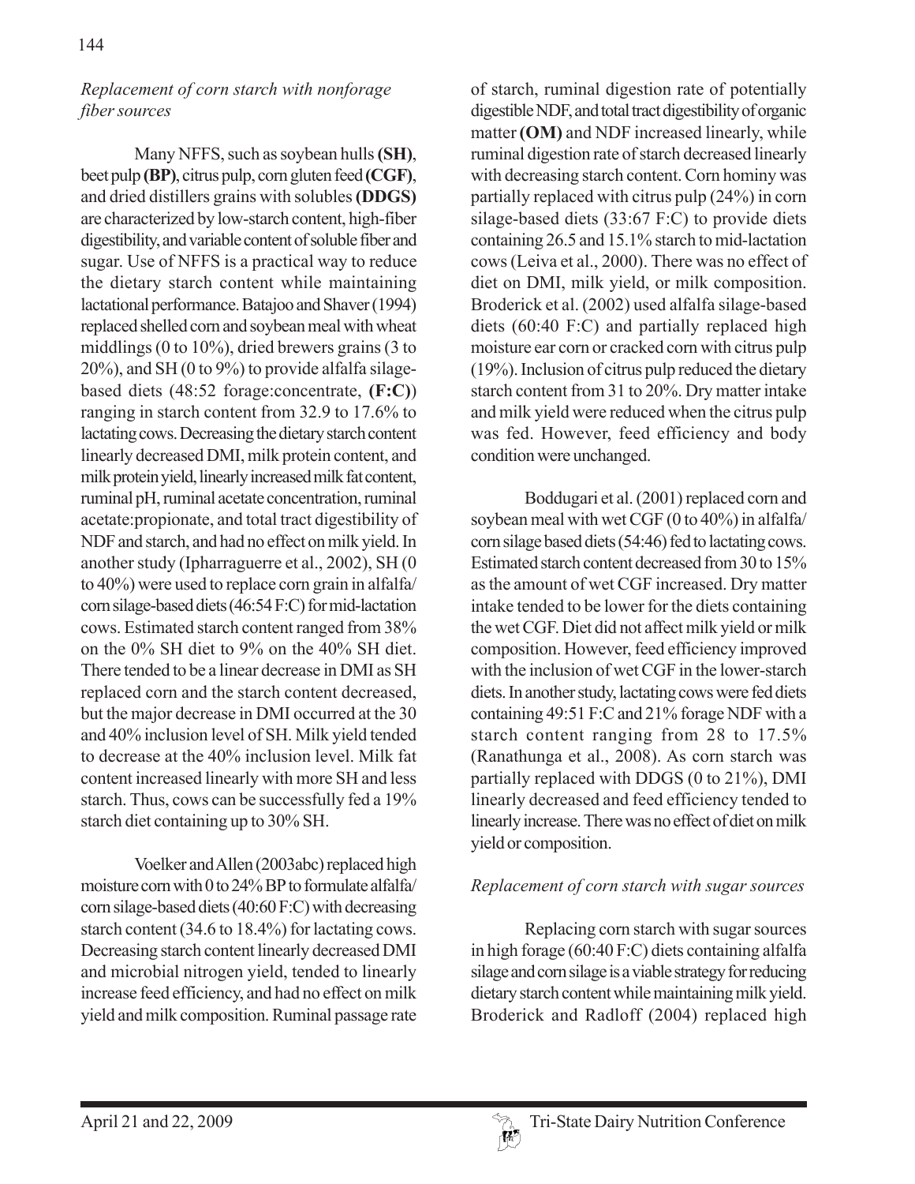### *Replacement of corn starch with nonforage fiber sources*

Many NFFS, such as soybean hulls **(SH)**, beet pulp **(BP)**, citrus pulp, corn gluten feed **(CGF)**, and dried distillers grains with solubles **(DDGS)** are characterized by low-starch content, high-fiber digestibility, and variable content of soluble fiber and sugar. Use of NFFS is a practical way to reduce the dietary starch content while maintaining lactational performance. Batajoo and Shaver (1994) replaced shelled corn and soybean meal with wheat middlings (0 to 10%), dried brewers grains (3 to 20%), and SH (0 to 9%) to provide alfalfa silage-based diets (48:52 forage:concentrate, **(F:C)**) ranging in starch content from 32.9 to 17.6% to lactating cows. Decreasing the dietary starch content linearly decreased DMI, milk protein content, and milk protein yield, linearly increased milk fat content, ruminal pH, ruminal acetate concentration, ruminal acetate:propionate, and total tract digestibility of NDF and starch, and had no effect on milk yield. In another study (Ipharraguerre et al., 2002), SH (0 to 40%) were used to replace corn grain in alfalfa/corn silage-based diets (46:54 F:C) for mid-lactation cows. Estimated starch content ranged from 38% on the 0% SH diet to 9% on the 40% SH diet. There tended to be a linear decrease in DMI as SH replaced corn and the starch content decreased, but the major decrease in DMI occurred at the 30 and 40% inclusion level of SH. Milk yield tended to decrease at the 40% inclusion level. Milk fat content increased linearly with more SH and less starch. Thus, cows can be successfully fed a 19% starch diet containing up to 30% SH.

Voelker and Allen (2003abc) replaced high moisture corn with 0 to 24% BP to formulate alfalfa/corn silage-based diets (40:60 F:C) with decreasing starch content (34.6 to 18.4%) for lactating cows. Decreasing starch content linearly decreased DMI and microbial nitrogen yield, tended to linearly increase feed efficiency, and had no effect on milk yield and milk composition. Ruminal passage rate of starch, ruminal digestion rate of potentially digestible NDF, and total tract digestibility of organic matter **(OM)** and NDF increased linearly, while ruminal digestion rate of starch decreased linearly with decreasing starch content. Corn hominy was partially replaced with citrus pulp (24%) in corn silage-based diets (33:67 F:C) to provide diets containing 26.5 and 15.1% starch to mid-lactation cows (Leiva et al., 2000). There was no effect of diet on DMI, milk yield, or milk composition. Broderick et al. (2002) used alfalfa silage-based diets (60:40 F:C) and partially replaced high moisture ear corn or cracked corn with citrus pulp (19%). Inclusion of citrus pulp reduced the dietary starch content from 31 to 20%. Dry matter intake and milk yield were reduced when the citrus pulp was fed. However, feed efficiency and body condition were unchanged.

Boddugari et al. (2001) replaced corn and soybean meal with wet CGF (0 to 40%) in alfalfa/corn silage based diets (54:46) fed to lactating cows. Estimated starch content decreased from 30 to 15% as the amount of wet CGF increased. Dry matter intake tended to be lower for the diets containing the wet CGF. Diet did not affect milk yield or milk composition. However, feed efficiency improved with the inclusion of wet CGF in the lower-starch diets. In another study, lactating cows were fed diets containing 49:51 F:C and 21% forage NDF with a starch content ranging from 28 to 17.5% (Ranathunga et al., 2008). As corn starch was partially replaced with DDGS (0 to 21%), DMI linearly decreased and feed efficiency tended to linearly increase. There was no effect of diet on milk yield or composition.

### *Replacement of corn starch with sugar sources*

Replacing corn starch with sugar sources in high forage (60:40 F:C) diets containing alfalfa silage and corn silage is a viable strategy for reducing dietary starch content while maintaining milk yield. Broderick and Radloff (2004) replaced high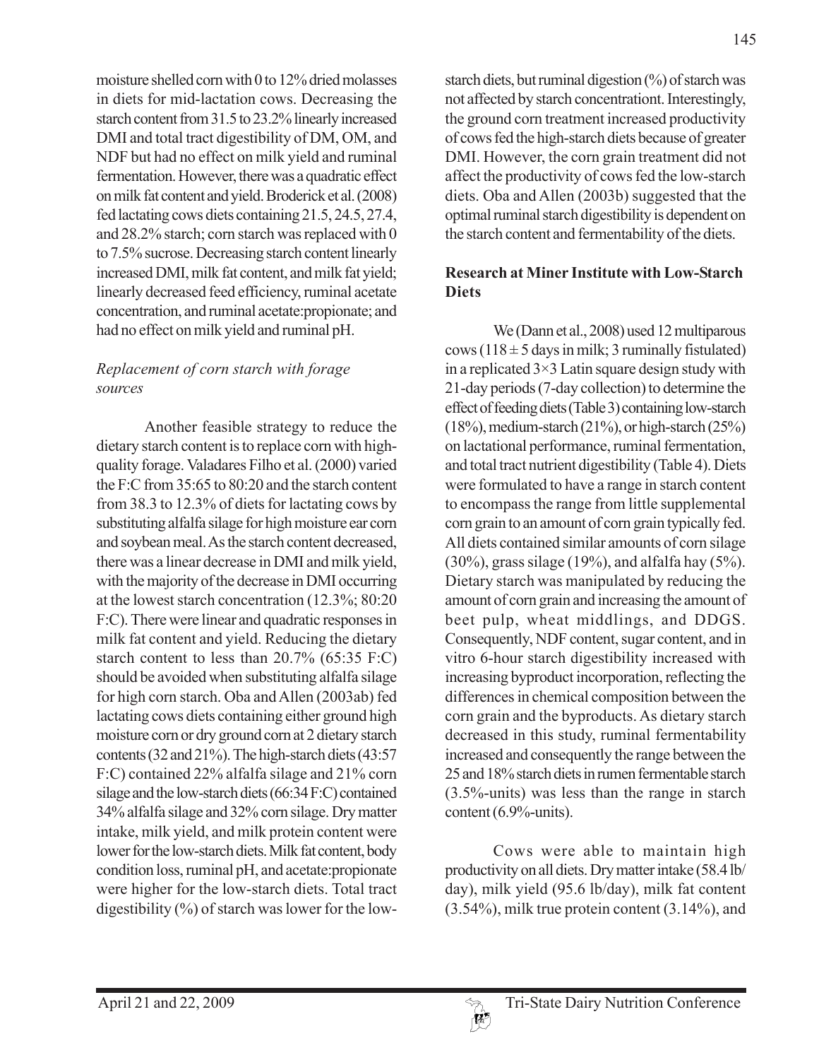moisture shelled corn with 0 to 12% dried molasses in diets for mid-lactation cows. Decreasing the starch content from 31.5 to 23.2% linearly increased DMI and total tract digestibility of DM, OM, and NDF but had no effect on milk yield and ruminal fermentation. However, there was a quadratic effect on milk fat content and yield. Broderick et al. (2008) fed lactating cows diets containing 21.5, 24.5, 27.4, and 28.2% starch; corn starch was replaced with 0 to 7.5% sucrose. Decreasing starch content linearly increased DMI, milk fat content, and milk fat yield; linearly decreased feed efficiency, ruminal acetate concentration, and ruminal acetate:propionate; and had no effect on milk yield and ruminal pH.

### *Replacement of corn starch with forage sources*

Another feasible strategy to reduce the dietary starch content is to replace corn with high-quality forage. Valadares Filho et al. (2000) varied the F:C from 35:65 to 80:20 and the starch content from 38.3 to 12.3% of diets for lactating cows by substituting alfalfa silage for high moisture ear corn and soybean meal. As the starch content decreased, there was a linear decrease in DMI and milk yield, with the majority of the decrease in DMI occurring at the lowest starch concentration (12.3%; 80:20 F:C). There were linear and quadratic responses in milk fat content and yield. Reducing the dietary starch content to less than 20.7% (65:35 F:C) should be avoided when substituting alfalfa silage for high corn starch. Oba and Allen (2003ab) fed lactating cows diets containing either ground high moisture corn or dry ground corn at 2 dietary starch contents (32 and 21%). The high-starch diets (43:57 F:C) contained 22% alfalfa silage and 21% corn silage and the low-starch diets (66:34 F:C) contained 34% alfalfa silage and 32% corn silage. Dry matter intake, milk yield, and milk protein content were lower for the low-starch diets. Milk fat content, body condition loss, ruminal pH, and acetate:propionate were higher for the low-starch diets. Total tract digestibility (%) of starch was lower for the low-starch diets, but ruminal digestion (%) of starch was not affected by starch concentrationt. Interestingly, the ground corn treatment increased productivity of cows fed the high-starch diets because of greater DMI. However, the corn grain treatment did not affect the productivity of cows fed the low-starch diets. Oba and Allen (2003b) suggested that the optimal ruminal starch digestibility is dependent on the starch content and fermentability of the diets.

## Research at Miner Institute with Low-Starch Diets

We (Dann et al., 2008) used 12 multiparous cows (118 ± 5 days in milk; 3 ruminally fistulated) in a replicated 3×3 Latin square design study with 21-day periods (7-day collection) to determine the effect of feeding diets (Table 3) containing low-starch (18%), medium-starch (21%), or high-starch (25%) on lactational performance, ruminal fermentation, and total tract nutrient digestibility (Table 4). Diets were formulated to have a range in starch content to encompass the range from little supplemental corn grain to an amount of corn grain typically fed. All diets contained similar amounts of corn silage (30%), grass silage (19%), and alfalfa hay (5%). Dietary starch was manipulated by reducing the amount of corn grain and increasing the amount of beet pulp, wheat middlings, and DDGS. Consequently, NDF content, sugar content, and in vitro 6-hour starch digestibility increased with increasing byproduct incorporation, reflecting the differences in chemical composition between the corn grain and the byproducts. As dietary starch decreased in this study, ruminal fermentability increased and consequently the range between the 25 and 18% starch diets in rumen fermentable starch (3.5%-units) was less than the range in starch content (6.9%-units).

Cows were able to maintain high productivity on all diets. Dry matter intake (58.4 lb/day), milk yield (95.6 lb/day), milk fat content (3.54%), milk true protein content (3.14%), and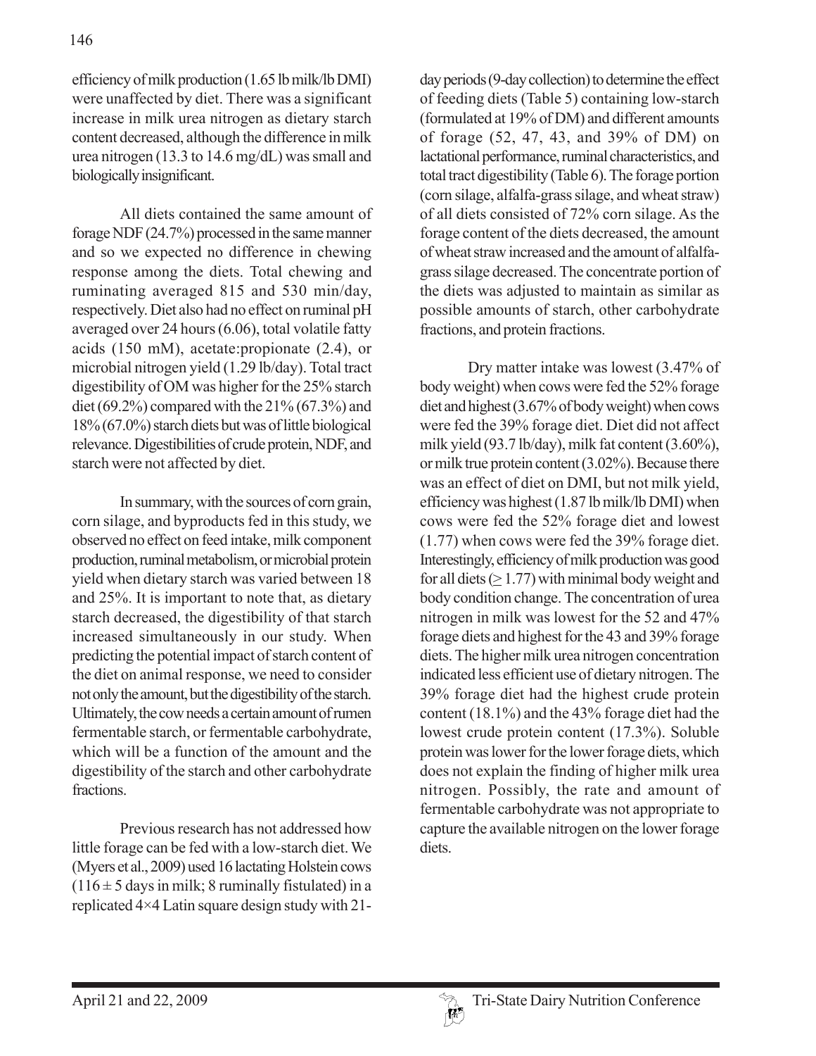efficiency of milk production (1.65 lb milk/lb DMI) were unaffected by diet. There was a significant increase in milk urea nitrogen as dietary starch content decreased, although the difference in milk urea nitrogen (13.3 to 14.6 mg/dL) was small and biologically insignificant.

All diets contained the same amount of forage NDF (24.7%) processed in the same manner and so we expected no difference in chewing response among the diets. Total chewing and ruminating averaged 815 and 530 min/day, respectively. Diet also had no effect on ruminal pH averaged over 24 hours (6.06), total volatile fatty acids (150 mM), acetate:propionate (2.4), or microbial nitrogen yield (1.29 lb/day). Total tract digestibility of OM was higher for the 25% starch diet (69.2%) compared with the 21% (67.3%) and 18% (67.0%) starch diets but was of little biological relevance. Digestibilities of crude protein, NDF, and starch were not affected by diet.

In summary, with the sources of corn grain, corn silage, and byproducts fed in this study, we observed no effect on feed intake, milk component production, ruminal metabolism, or microbial protein yield when dietary starch was varied between 18 and 25%. It is important to note that, as dietary starch decreased, the digestibility of that starch increased simultaneously in our study. When predicting the potential impact of starch content of the diet on animal response, we need to consider not only the amount, but the digestibility of the starch. Ultimately, the cow needs a certain amount of rumen fermentable starch, or fermentable carbohydrate, which will be a function of the amount and the digestibility of the starch and other carbohydrate fractions.

Previous research has not addressed how little forage can be fed with a low-starch diet. We (Myers et al., 2009) used 16 lactating Holstein cows ($116 \pm 5$ days in milk; 8 ruminally fistulated) in a replicated 4×4 Latin square design study with 21-day periods (9-day collection) to determine the effect of feeding diets (Table 5) containing low-starch (formulated at 19% of DM) and different amounts of forage (52, 47, 43, and 39% of DM) on lactational performance, ruminal characteristics, and total tract digestibility (Table 6). The forage portion (corn silage, alfalfa-grass silage, and wheat straw) of all diets consisted of 72% corn silage. As the forage content of the diets decreased, the amount of wheat straw increased and the amount of alfalfa-grass silage decreased. The concentrate portion of the diets was adjusted to maintain as similar as possible amounts of starch, other carbohydrate fractions, and protein fractions.

Dry matter intake was lowest (3.47% of body weight) when cows were fed the 52% forage diet and highest (3.67% of body weight) when cows were fed the 39% forage diet. Diet did not affect milk yield (93.7 lb/day), milk fat content (3.60%), or milk true protein content (3.02%). Because there was an effect of diet on DMI, but not milk yield, efficiency was highest (1.87 lb milk/lb DMI) when cows were fed the 52% forage diet and lowest (1.77) when cows were fed the 39% forage diet. Interestingly, efficiency of milk production was good for all diets ($\geq 1.77$) with minimal body weight and body condition change. The concentration of urea nitrogen in milk was lowest for the 52 and 47% forage diets and highest for the 43 and 39% forage diets. The higher milk urea nitrogen concentration indicated less efficient use of dietary nitrogen. The 39% forage diet had the highest crude protein content (18.1%) and the 43% forage diet had the lowest crude protein content (17.3%). Soluble protein was lower for the lower forage diets, which does not explain the finding of higher milk urea nitrogen. Possibly, the rate and amount of fermentable carbohydrate was not appropriate to capture the available nitrogen on the lower forage diets.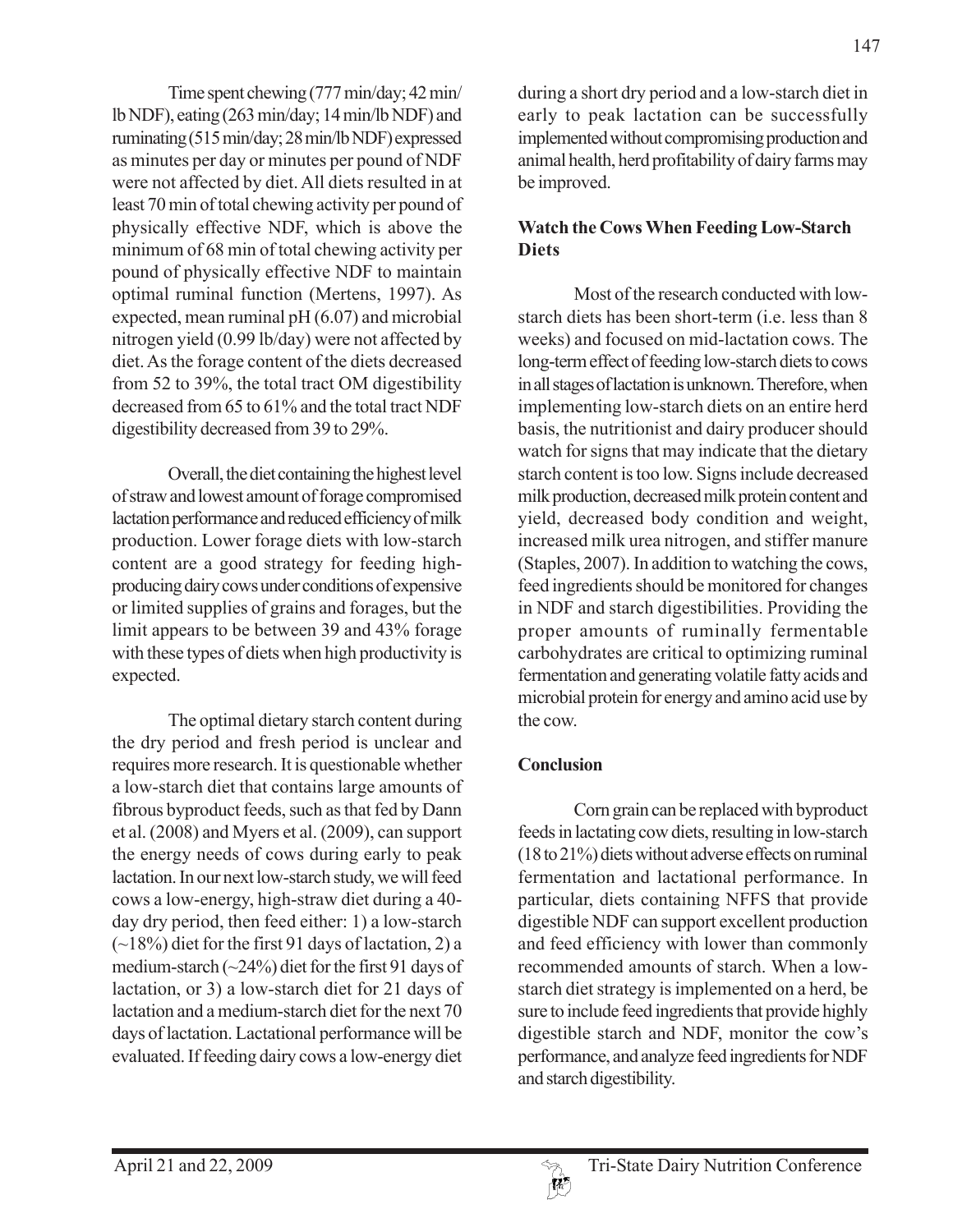Time spent chewing (777 min/day; 42 min/lb NDF), eating (263 min/day; 14 min/lb NDF) and ruminating (515 min/day; 28 min/lb NDF) expressed as minutes per day or minutes per pound of NDF were not affected by diet. All diets resulted in at least 70 min of total chewing activity per pound of physically effective NDF, which is above the minimum of 68 min of total chewing activity per pound of physically effective NDF to maintain optimal ruminal function (Mertens, 1997). As expected, mean ruminal pH (6.07) and microbial nitrogen yield (0.99 lb/day) were not affected by diet. As the forage content of the diets decreased from 52 to 39%, the total tract OM digestibility decreased from 65 to 61% and the total tract NDF digestibility decreased from 39 to 29%.

Overall, the diet containing the highest level of straw and lowest amount of forage compromised lactation performance and reduced efficiency of milk production. Lower forage diets with low-starch content are a good strategy for feeding high-producing dairy cows under conditions of expensive or limited supplies of grains and forages, but the limit appears to be between 39 and 43% forage with these types of diets when high productivity is expected.

The optimal dietary starch content during the dry period and fresh period is unclear and requires more research. It is questionable whether a low-starch diet that contains large amounts of fibrous byproduct feeds, such as that fed by Dann et al. (2008) and Myers et al. (2009), can support the energy needs of cows during early to peak lactation. In our next low-starch study, we will feed cows a low-energy, high-straw diet during a 40-day dry period, then feed either: 1) a low-starch (~18%) diet for the first 91 days of lactation, 2) a medium-starch (~24%) diet for the first 91 days of lactation, or 3) a low-starch diet for 21 days of lactation and a medium-starch diet for the next 70 days of lactation. Lactational performance will be evaluated. If feeding dairy cows a low-energy diet during a short dry period and a low-starch diet in early to peak lactation can be successfully implemented without compromising production and animal health, herd profitability of dairy farms may be improved.

## Watch the Cows When Feeding Low-Starch Diets

Most of the research conducted with low-starch diets has been short-term (i.e. less than 8 weeks) and focused on mid-lactation cows. The long-term effect of feeding low-starch diets to cows in all stages of lactation is unknown. Therefore, when implementing low-starch diets on an entire herd basis, the nutritionist and dairy producer should watch for signs that may indicate that the dietary starch content is too low. Signs include decreased milk production, decreased milk protein content and yield, decreased body condition and weight, increased milk urea nitrogen, and stiffer manure (Staples, 2007). In addition to watching the cows, feed ingredients should be monitored for changes in NDF and starch digestibilities. Providing the proper amounts of ruminally fermentable carbohydrates are critical to optimizing ruminal fermentation and generating volatile fatty acids and microbial protein for energy and amino acid use by the cow.

## Conclusion

Corn grain can be replaced with byproduct feeds in lactating cow diets, resulting in low-starch (18 to 21%) diets without adverse effects on ruminal fermentation and lactational performance. In particular, diets containing NFFS that provide digestible NDF can support excellent production and feed efficiency with lower than commonly recommended amounts of starch. When a low-starch diet strategy is implemented on a herd, be sure to include feed ingredients that provide highly digestible starch and NDF, monitor the cow's performance, and analyze feed ingredients for NDF and starch digestibility.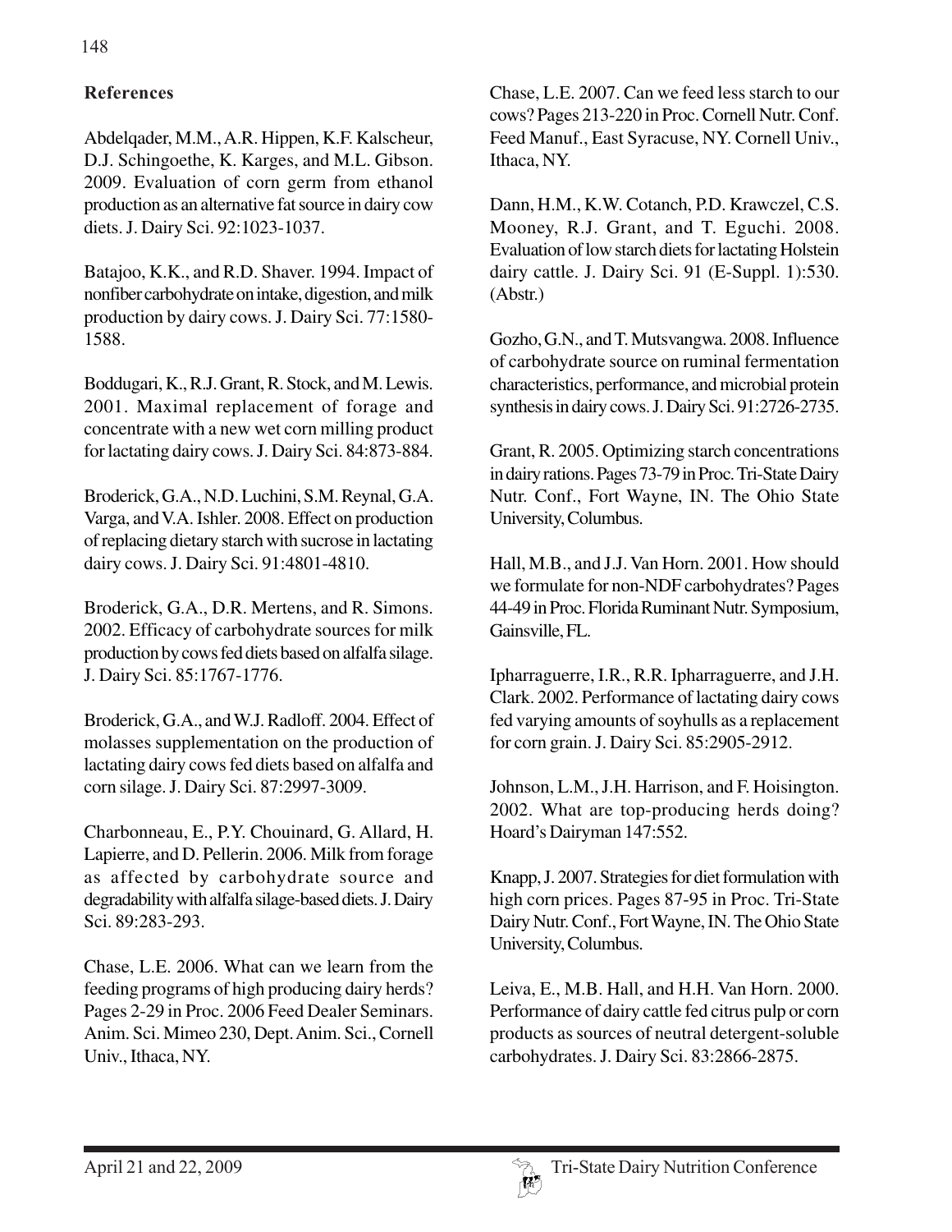## References

Abdelqader, M.M., A.R. Hippen, K.F. Kalscheur, D.J. Schingoethe, K. Karges, and M.L. Gibson. 2009. Evaluation of corn germ from ethanol production as an alternative fat source in dairy cow diets. J. Dairy Sci. 92:1023-1037.

Batajoo, K.K., and R.D. Shaver. 1994. Impact of nonfiber carbohydrate on intake, digestion, and milk production by dairy cows. J. Dairy Sci. 77:1580-1588.

Boddugari, K., R.J. Grant, R. Stock, and M. Lewis. 2001. Maximal replacement of forage and concentrate with a new wet corn milling product for lactating dairy cows. J. Dairy Sci. 84:873-884.

Broderick, G.A., N.D. Luchini, S.M. Reynal, G.A. Varga, and V.A. Ishler. 2008. Effect on production of replacing dietary starch with sucrose in lactating dairy cows. J. Dairy Sci. 91:4801-4810.

Broderick, G.A., D.R. Mertens, and R. Simons. 2002. Efficacy of carbohydrate sources for milk production by cows fed diets based on alfalfa silage. J. Dairy Sci. 85:1767-1776.

Broderick, G.A., and W.J. Radloff. 2004. Effect of molasses supplementation on the production of lactating dairy cows fed diets based on alfalfa and corn silage. J. Dairy Sci. 87:2997-3009.

Charbonneau, E., P.Y. Chouinard, G. Allard, H. Lapierre, and D. Pellerin. 2006. Milk from forage as affected by carbohydrate source and degradability with alfalfa silage-based diets. J. Dairy Sci. 89:283-293.

Chase, L.E. 2006. What can we learn from the feeding programs of high producing dairy herds? Pages 2-29 in Proc. 2006 Feed Dealer Seminars. Anim. Sci. Mimeo 230, Dept. Anim. Sci., Cornell Univ., Ithaca, NY.

Chase, L.E. 2007. Can we feed less starch to our cows? Pages 213-220 in Proc. Cornell Nutr. Conf. Feed Manuf., East Syracuse, NY. Cornell Univ., Ithaca, NY.

Dann, H.M., K.W. Cotanch, P.D. Krawczel, C.S. Mooney, R.J. Grant, and T. Eguchi. 2008. Evaluation of low starch diets for lactating Holstein dairy cattle. J. Dairy Sci. 91 (E-Suppl. 1):530. (Abstr.)

Gozho, G.N., and T. Mutsvangwa. 2008. Influence of carbohydrate source on ruminal fermentation characteristics, performance, and microbial protein synthesis in dairy cows. J. Dairy Sci. 91:2726-2735.

Grant, R. 2005. Optimizing starch concentrations in dairy rations. Pages 73-79 in Proc. Tri-State Dairy Nutr. Conf., Fort Wayne, IN. The Ohio State University, Columbus.

Hall, M.B., and J.J. Van Horn. 2001. How should we formulate for non-NDF carbohydrates? Pages 44-49 in Proc. Florida Ruminant Nutr. Symposium, Gainsville, FL.

Ipharraguerre, I.R., R.R. Ipharraguerre, and J.H. Clark. 2002. Performance of lactating dairy cows fed varying amounts of soyhulls as a replacement for corn grain. J. Dairy Sci. 85:2905-2912.

Johnson, L.M., J.H. Harrison, and F. Hoisington. 2002. What are top-producing herds doing? Hoard's Dairyman 147:552.

Knapp, J. 2007. Strategies for diet formulation with high corn prices. Pages 87-95 in Proc. Tri-State Dairy Nutr. Conf., Fort Wayne, IN. The Ohio State University, Columbus.

Leiva, E., M.B. Hall, and H.H. Van Horn. 2000. Performance of dairy cattle fed citrus pulp or corn products as sources of neutral detergent-soluble carbohydrates. J. Dairy Sci. 83:2866-2875.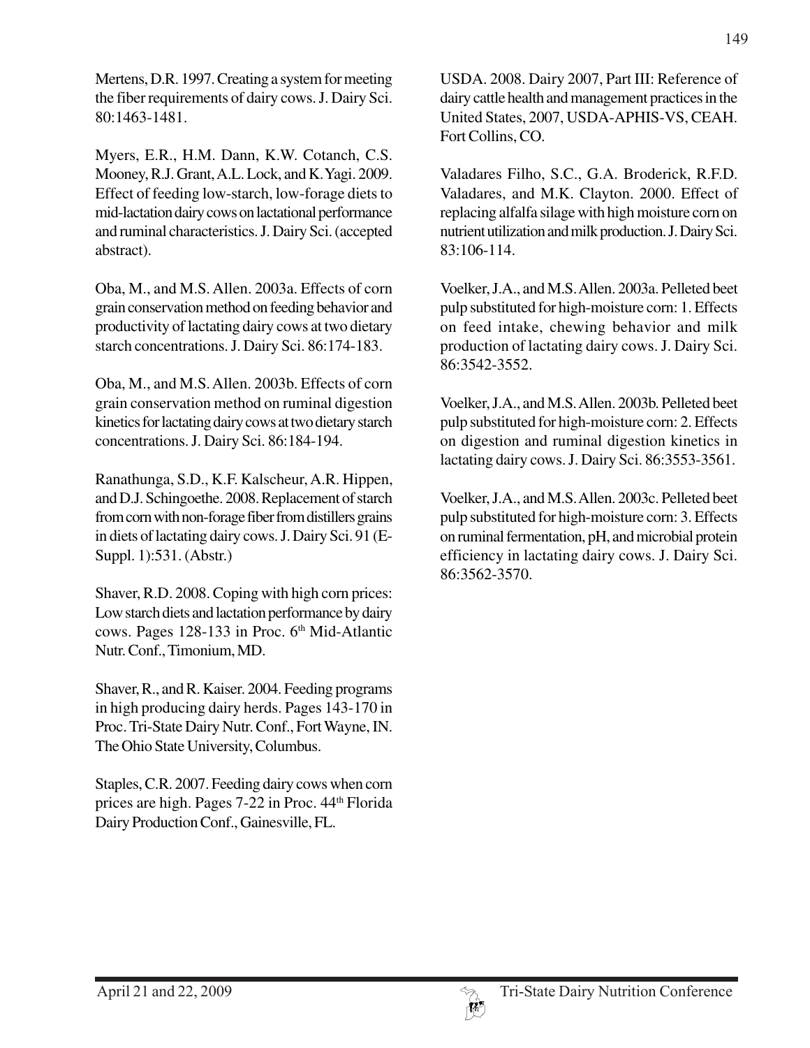Mertens, D.R. 1997. Creating a system for meeting the fiber requirements of dairy cows. J. Dairy Sci. 80:1463-1481.

Myers, E.R., H.M. Dann, K.W. Cotanch, C.S. Mooney, R.J. Grant, A.L. Lock, and K. Yagi. 2009. Effect of feeding low-starch, low-forage diets to mid-lactation dairy cows on lactational performance and ruminal characteristics. J. Dairy Sci. (accepted abstract).

Oba, M., and M.S. Allen. 2003a. Effects of corn grain conservation method on feeding behavior and productivity of lactating dairy cows at two dietary starch concentrations. J. Dairy Sci. 86:174-183.

Oba, M., and M.S. Allen. 2003b. Effects of corn grain conservation method on ruminal digestion kinetics for lactating dairy cows at two dietary starch concentrations. J. Dairy Sci. 86:184-194.

Ranathunga, S.D., K.F. Kalscheur, A.R. Hippen, and D.J. Schingoethe. 2008. Replacement of starch from corn with non-forage fiber from distillers grains in diets of lactating dairy cows. J. Dairy Sci. 91 (E-Suppl. 1):531. (Abstr.)

Shaver, R.D. 2008. Coping with high corn prices: Low starch diets and lactation performance by dairy cows. Pages 128-133 in Proc. 6th Mid-Atlantic Nutr. Conf., Timonium, MD.

Shaver, R., and R. Kaiser. 2004. Feeding programs in high producing dairy herds. Pages 143-170 in Proc. Tri-State Dairy Nutr. Conf., Fort Wayne, IN. The Ohio State University, Columbus.

Staples, C.R. 2007. Feeding dairy cows when corn prices are high. Pages 7-22 in Proc. 44th Florida Dairy Production Conf., Gainesville, FL.

USDA. 2008. Dairy 2007, Part III: Reference of dairy cattle health and management practices in the United States, 2007, USDA-APHIS-VS, CEAH. Fort Collins, CO.

Valadares Filho, S.C., G.A. Broderick, R.F.D. Valadares, and M.K. Clayton. 2000. Effect of replacing alfalfa silage with high moisture corn on nutrient utilization and milk production. J. Dairy Sci. 83:106-114.

Voelker, J.A., and M.S. Allen. 2003a. Pelleted beet pulp substituted for high-moisture corn: 1. Effects on feed intake, chewing behavior and milk production of lactating dairy cows. J. Dairy Sci. 86:3542-3552.

Voelker, J.A., and M.S. Allen. 2003b. Pelleted beet pulp substituted for high-moisture corn: 2. Effects on digestion and ruminal digestion kinetics in lactating dairy cows. J. Dairy Sci. 86:3553-3561.

Voelker, J.A., and M.S. Allen. 2003c. Pelleted beet pulp substituted for high-moisture corn: 3. Effects on ruminal fermentation, pH, and microbial protein efficiency in lactating dairy cows. J. Dairy Sci. 86:3562-3570.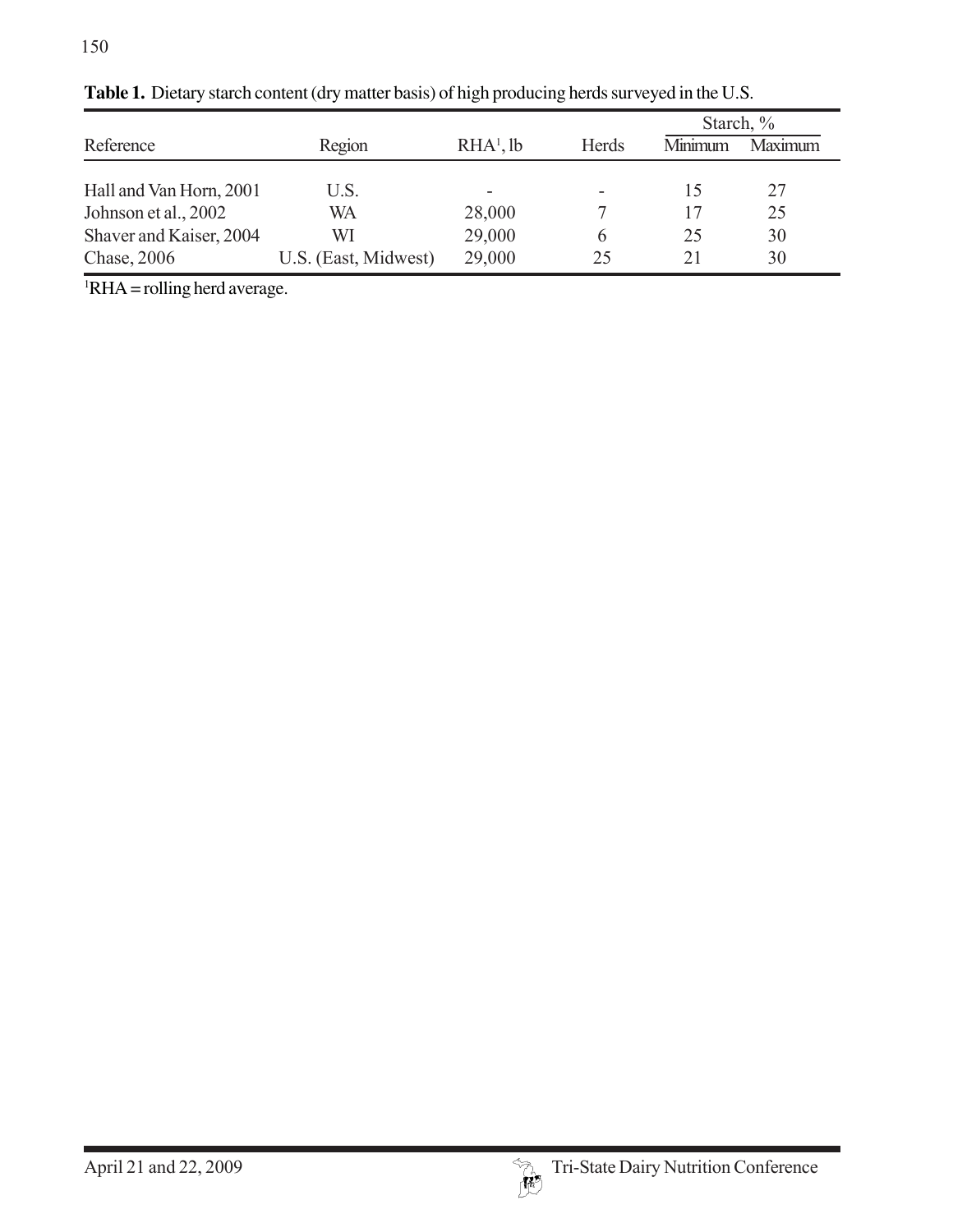**Table 1.** Dietary starch content (dry matter basis) of high producing herds surveyed in the U.S.

| Reference | Region | RHA[1], lb | Herds | Starch, % | |
|---|---|---|---|---|---|
| | | | | Minimum | Maximum |
| Hall and Van Horn, 2001 | U.S. | - | - | 15 | 27 |
| Johnson et al., 2002 | WA | 28,000 | 7 | 17 | 25 |
| Shaver and Kaiser, 2004 | WI | 29,000 | 6 | 25 | 30 |
| Chase, 2006 | U.S. (East, Midwest) | 29,000 | 25 | 21 | 30 |

[1]RHA = rolling herd average.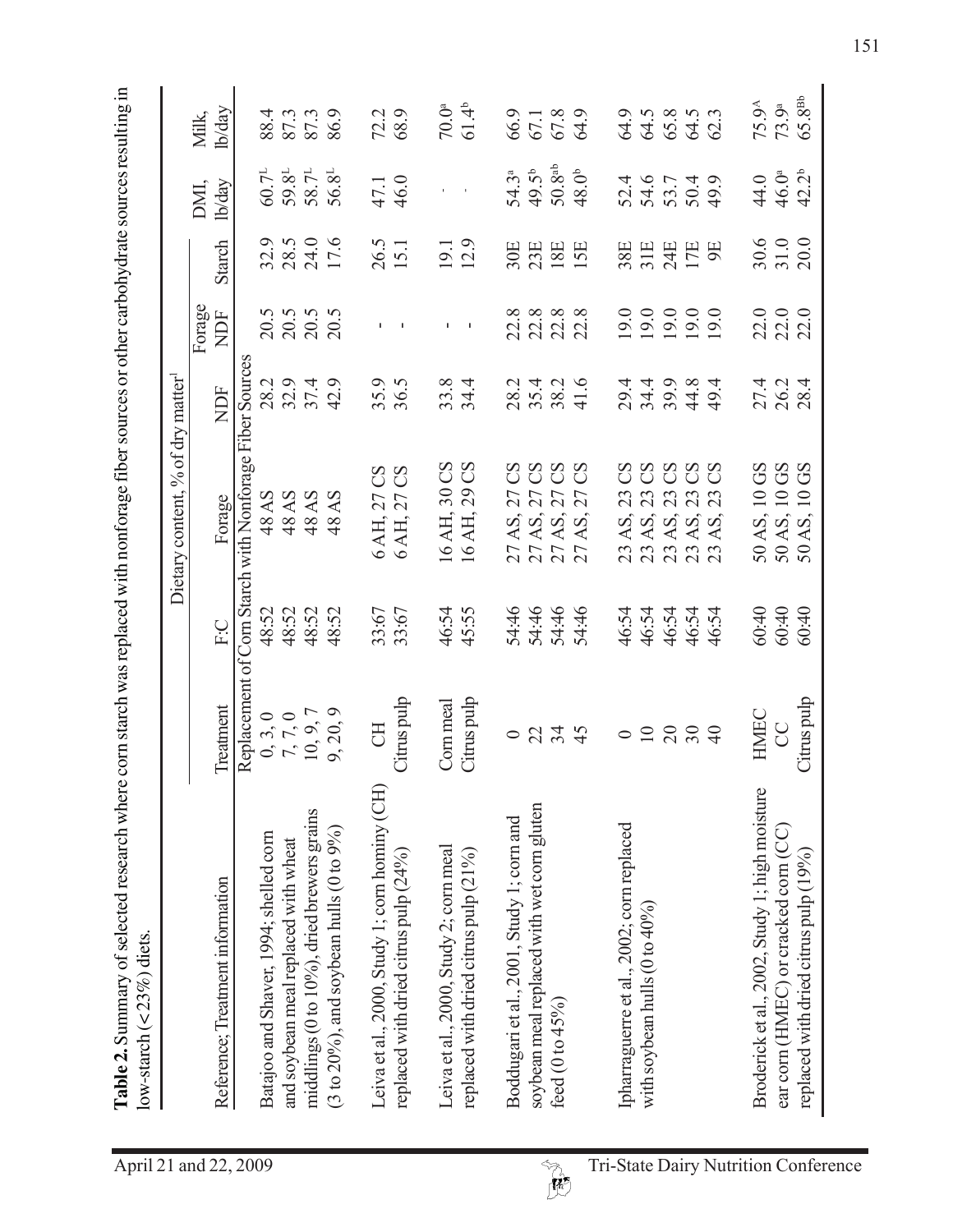**Table 2.** Summary of selected research where corn starch was replaced with nonforage fiber sources or other carbohydrate sources resulting in low-starch (< 23%) diets.

| Reference; Treatment information | Treatment | F:C | Forage | NDF | Forage NDF | Starch | DMI, lb/day | Milk, lb/day |
|---|---|---|---|---|---|---|---|---|
| | | Dietary content, % of dry matter[1] | | | | | | |
| | Replacement of Corn Starch with Nonforage Fiber Sources | | | | | | | |
| Batajoo and Shaver, 1994; shelled corn and soybean meal replaced with wheat middlings (0 to 10%), dried brewers grains (3 to 20%), and soybean hulls (0 to 9%) | 0, 3, 0 | 48:52 | 48 AS | 28.2 | 20.5 | 32.9 | 60.7[L] | 88.4 |
| | 7, 7, 0 | 48:52 | 48 AS | 32.9 | 20.5 | 28.5 | 59.8[L] | 87.3 |
| | 10, 9, 7 | 48:52 | 48 AS | 37.4 | 20.5 | 24.0 | 58.7[L] | 87.3 |
| | 9, 20, 9 | 48:52 | 48 AS | 42.9 | 20.5 | 17.6 | 56.8[L] | 86.9 |
| Leiva et al., 2000, Study 1; corn hominy (CH) replaced with dried citrus pulp (24%) | CH | 33:67 | 6 AH, 27 CS | 35.9 | - | 26.5 | 47.1 | 72.2 |
| | Citrus pulp | 33:67 | 6 AH, 27 CS | 36.5 | - | 15.1 | 46.0 | 68.9 |
| Leiva et al., 2000, Study 2; corn meal replaced with dried citrus pulp (21%) | Corn meal | 46:54 | 16 AH, 30 CS | 33.8 | - | 19.1 | - | 70.0[a] |
| | Citrus pulp | 45:55 | 16 AH, 29 CS | 34.4 | - | 12.9 | - | 61.4[b] |
| Boddugari et al., 2001, Study 1; corn and soybean meal replaced with wet corn gluten feed (0 to 45%) | 0 | 54:46 | 27 AS, 27 CS | 28.2 | 22.8 | 30E | 54.3[a] | 66.9 |
| | 22 | 54:46 | 27 AS, 27 CS | 35.4 | 22.8 | 23E | 49.5[b] | 67.1 |
| | 34 | 54:46 | 27 AS, 27 CS | 38.2 | 22.8 | 18E | 50.8[ab] | 67.8 |
| | 45 | 54:46 | 27 AS, 27 CS | 41.6 | 22.8 | 15E | 48.0[b] | 64.9 |
| Ipharraguerre et al., 2002; corn replaced with soybean hulls (0 to 40%) | 0 | 46:54 | 23 AS, 23 CS | 29.4 | 19.0 | 38E | 52.4 | 64.9 |
| | 10 | 46:54 | 23 AS, 23 CS | 34.4 | 19.0 | 31E | 54.6 | 64.5 |
| | 20 | 46:54 | 23 AS, 23 CS | 39.9 | 19.0 | 24E | 53.7 | 65.8 |
| | 30 | 46:54 | 23 AS, 23 CS | 44.8 | 19.0 | 17E | 50.4 | 64.5 |
| | 40 | 46:54 | 23 AS, 23 CS | 49.4 | 19.0 | 9E | 49.9 | 62.3 |
| Broderick et al., 2002, Study 1; high moisture ear corn (HMEC) or cracked corn (CC) replaced with dried citrus pulp (19%) | HMEC | 60:40 | 50 AS, 10 GS | 27.4 | 22.0 | 30.6 | 44.0 | 75.9[A] |
| | CC | 60:40 | 50 AS, 10 GS | 26.2 | 22.0 | 31.0 | 46.0[a] | 73.9[a] |
| | Citrus pulp | 60:40 | 50 AS, 10 GS | 28.4 | 22.0 | 20.0 | 42.2[b] | 65.8[Bb] |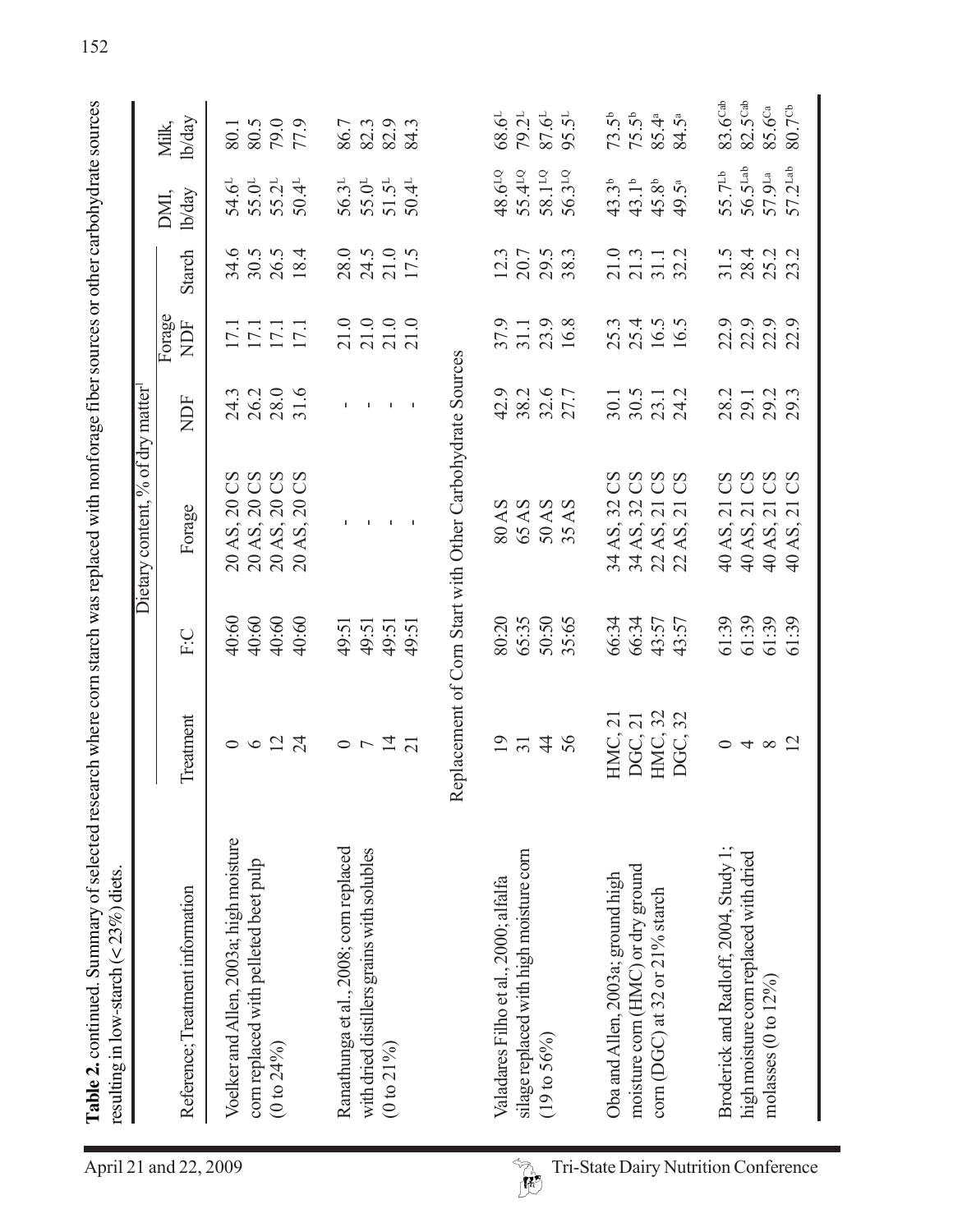**Table 2.** continued. Summary of selected research where corn starch was replaced with nonforage fiber sources or other carbohydrate sources resulting in low-starch (< 23%) diets.

| Reference; Treatment information | Treatment | Dietary content, % of dry matter[1] | | | | | DMI, lb/day | Milk, lb/day |
|---|---|---|---|---|---|---|---|---|
| | | F:C | Forage | NDF | Forage NDF | Starch | | |
| Voelker and Allen, 2003a; high moisture corn replaced with pelleted beet pulp (0 to 24%) | 0 | 40:60 | 20 AS, 20 CS | 24.3 | 17.1 | 34.6 | 54.6[L] | 80.1 |
| | 6 | 40:60 | 20 AS, 20 CS | 26.2 | 17.1 | 30.5 | 55.0[L] | 80.5 |
| | 12 | 40:60 | 20 AS, 20 CS | 28.0 | 17.1 | 26.5 | 55.2[L] | 79.0 |
| | 24 | 40:60 | 20 AS, 20 CS | 31.6 | 17.1 | 18.4 | 50.4[L] | 77.9 |
| Ranathunga et al., 2008; corn replaced with dried distillers grains with solubles (0 to 21%) | 0 | 49:51 | - | - | 21.0 | 28.0 | 56.3[L] | 86.7 |
| | 7 | 49:51 | - | - | 21.0 | 24.5 | 55.0[L] | 82.3 |
| | 14 | 49:51 | - | - | 21.0 | 21.0 | 51.5[L] | 82.9 |
| | 21 | 49:51 | - | - | 21.0 | 17.5 | 50.4[L] | 84.3 |
| Replacement of Corn Start with Other Carbohydrate Sources | | | | | | | | |
| Valadares Filho et al., 2000; alfalfa silage replaced with high moisture corn (19 to 56%) | 19 | 80:20 | 80 AS | 42.9 | 37.9 | 12.3 | 48.6[LQ] | 68.6[L] |
| | 31 | 65:35 | 65 AS | 38.2 | 31.1 | 20.7 | 55.4[LQ] | 79.2[L] |
| | 44 | 50:50 | 50 AS | 32.6 | 23.9 | 29.5 | 58.1[LQ] | 87.6[L] |
| | 56 | 35:65 | 35 AS | 27.7 | 16.8 | 38.3 | 56.3[LQ] | 95.5[L] |
| Oba and Allen, 2003a; ground high moisture corn (HMC) or dry ground corn (DGC) at 32 or 21% starch | HMC, 21 | 66:34 | 34 AS, 32 CS | 30.1 | 25.3 | 21.0 | 43.3[b] | 73.5[b] |
| | DGC, 21 | 66:34 | 34 AS, 32 CS | 30.5 | 25.4 | 21.3 | 43.1[b] | 75.5[b] |
| | HMC, 32 | 43:57 | 22 AS, 21 CS | 23.1 | 16.5 | 31.1 | 45.8[b] | 85.4[a] |
| | DGC, 32 | 43:57 | 22 AS, 21 CS | 24.2 | 16.5 | 32.2 | 49.5[a] | 84.5[a] |
| Broderick and Radloff, 2004, Study 1; high moisture corn replaced with dried molasses (0 to 12%) | 0 | 61:39 | 40 AS, 21 CS | 28.2 | 22.9 | 31.5 | 55.7[Lb] | 83.6[Cab] |
| | 4 | 61:39 | 40 AS, 21 CS | 29.1 | 22.9 | 28.4 | 56.5[Lab] | 82.5[Cab] |
| | 8 | 61:39 | 40 AS, 21 CS | 29.2 | 22.9 | 25.2 | 57.9[La] | 85.6[Ca] |
| | 12 | 61:39 | 40 AS, 21 CS | 29.3 | 22.9 | 23.2 | 57.2[Lab] | 80.7[Cb] |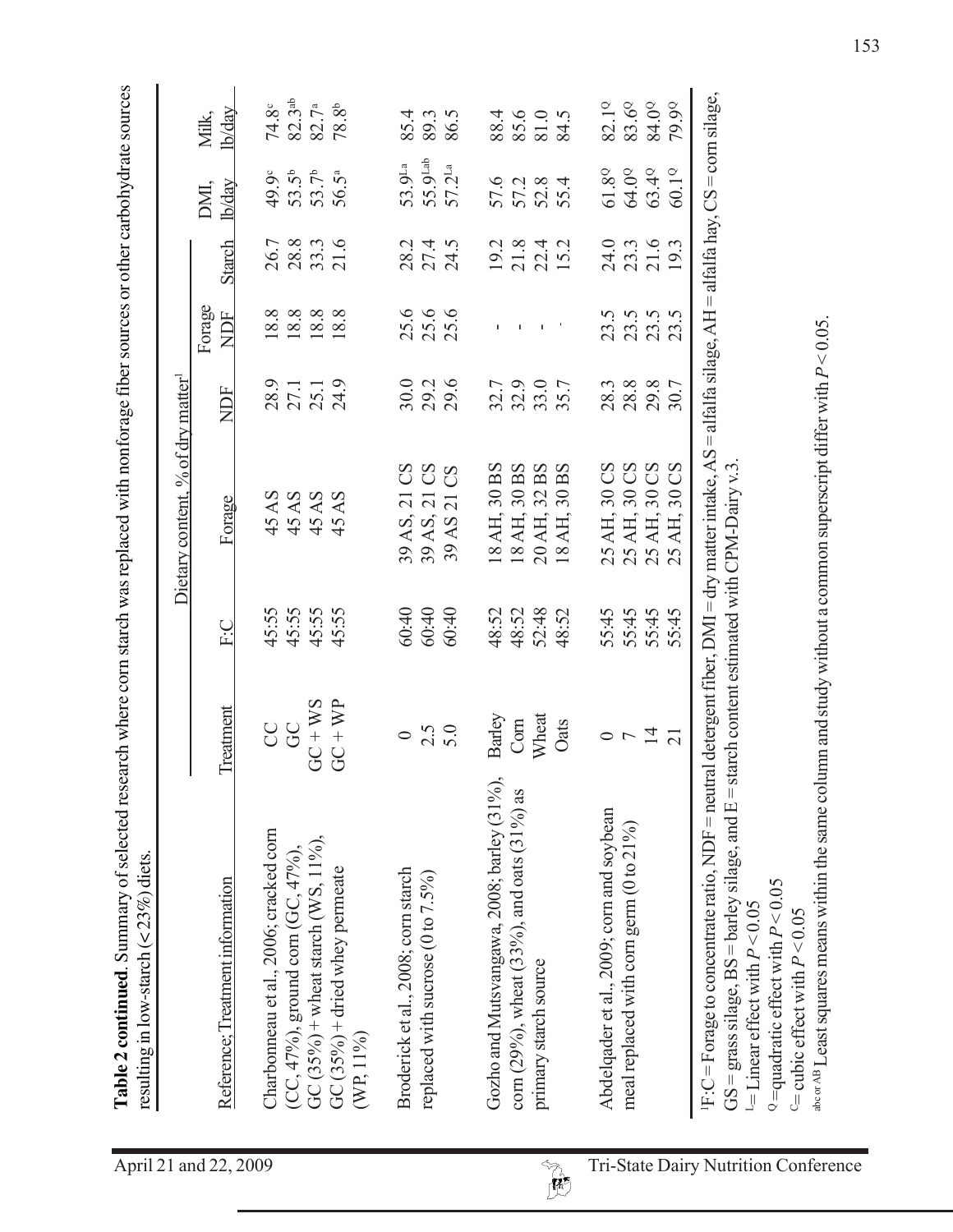**Table 2 continued**. Summary of selected research where corn starch was replaced with nonforage fiber sources or other carbohydrate sources resulting in low-starch (< 23%) diets.

| Reference; Treatment information | Treatment | Dietary content, % of dry matter[1] | | | | | DMI, lb/day | Milk, lb/day |
|---|---|---|---|---|---|---|---|---|
| | | F:C | Forage | NDF | Forage NDF | Starch | | |
| Charbonneau et al., 2006; cracked corn (CC, 47%), ground corn (GC, 47%), GC (35%) + wheat starch (WS, 11%), GC (35%) + dried whey permeate (WP, 11%) | CC | 45:55 | 45 AS | 28.9 | 18.8 | 26.7 | 49.9[c] | 74.8[c] |
| | GC | 45:55 | 45 AS | 27.1 | 18.8 | 28.8 | 53.5[b] | 82.3[ab] |
| | GC + WS | 45:55 | 45 AS | 25.1 | 18.8 | 33.3 | 53.7[b] | 82.7[a] |
| | GC + WP | 45:55 | 45 AS | 24.9 | 18.8 | 21.6 | 56.5[a] | 78.8[b] |
| Broderick et al., 2008; corn starch replaced with sucrose (0 to 7.5%) | 0 | 60:40 | 39 AS, 21 CS | 30.0 | 25.6 | 28.2 | 53.9[La] | 85.4 |
| | 2.5 | 60:40 | 39 AS, 21 CS | 29.2 | 25.6 | 27.4 | 55.9[Lab] | 89.3 |
| | 5.0 | 60:40 | 39 AS 21 CS | 29.6 | 25.6 | 24.5 | 57.2[La] | 86.5 |
| Gozho and Mutsvangawa, 2008; barley (31%), corn (29%), wheat (33%), and oats (31%) as primary starch source | Barley | 48:52 | 18 AH, 30 BS | 32.7 | - | 19.2 | 57.6 | 88.4 |
| | Corn | 48:52 | 18 AH, 30 BS | 32.9 | - | 21.8 | 57.2 | 85.6 |
| | Wheat | 52:48 | 20 AH, 32 BS | 33.0 | - | 22.4 | 52.8 | 81.0 |
| | Oats | 48:52 | 18 AH, 30 BS | 35.7 | - | 15.2 | 55.4 | 84.5 |
| Abdelqader et al., 2009; corn and soybean meal replaced with corn germ (0 to 21%) | 0 | 55:45 | 25 AH, 30 CS | 28.3 | 23.5 | 24.0 | 61.8[Q] | 82.1[Q] |
| | 7 | 55:45 | 25 AH, 30 CS | 28.8 | 23.5 | 23.3 | 64.0[Q] | 83.6[Q] |
| | 14 | 55:45 | 25 AH, 30 CS | 29.8 | 23.5 | 21.6 | 63.4[Q] | 84.0[Q] |
| | 21 | 55:45 | 25 AH, 30 CS | 30.7 | 23.5 | 19.3 | 60.1[Q] | 79.9[Q] |

[1]F:C = Forage to concentrate ratio, NDF = neutral detergent fiber, DMI = dry matter intake, AS = alfalfa silage, AH = alfalfa hay, CS = corn silage, GS = grass silage, BS = barley silage, and E = starch content estimated with CPM-Dairy v.3.

[L]= Linear effect with $P < 0.05$

[Q]=quadratic effect with $P < 0.05$

[C]= cubic effect with $P < 0.05$

[abc or AB] Least squares means within the same column and study without a common superscript differ with $P < 0.05$.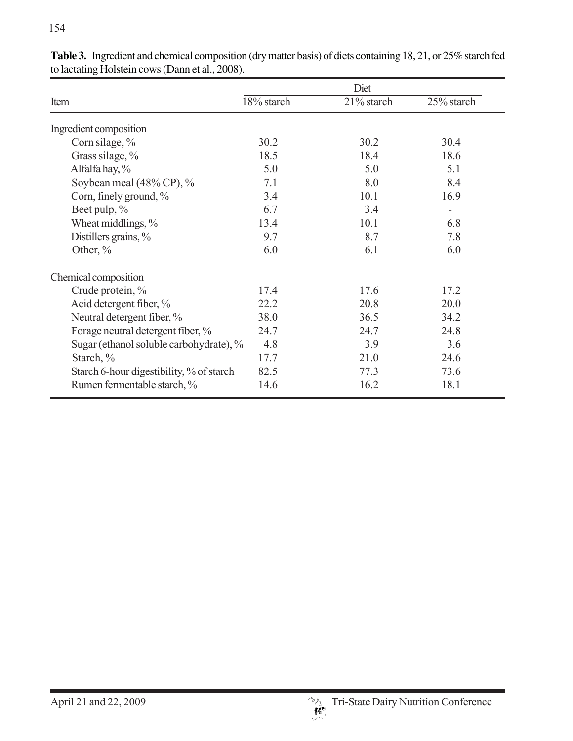**Table 3.** Ingredient and chemical composition (dry matter basis) of diets containing 18, 21, or 25% starch fed to lactating Holstein cows (Dann et al., 2008).

| Item | Diet | | |
|---|---|---|---|
| | 18% starch | 21% starch | 25% starch |
| Ingredient composition | | | |
| Corn silage, % | 30.2 | 30.2 | 30.4 |
| Grass silage, % | 18.5 | 18.4 | 18.6 |
| Alfalfa hay, % | 5.0 | 5.0 | 5.1 |
| Soybean meal (48% CP), % | 7.1 | 8.0 | 8.4 |
| Corn, finely ground, % | 3.4 | 10.1 | 16.9 |
| Beet pulp, % | 6.7 | 3.4 | - |
| Wheat middlings, % | 13.4 | 10.1 | 6.8 |
| Distillers grains, % | 9.7 | 8.7 | 7.8 |
| Other, % | 6.0 | 6.1 | 6.0 |
| Chemical composition | | | |
| Crude protein, % | 17.4 | 17.6 | 17.2 |
| Acid detergent fiber, % | 22.2 | 20.8 | 20.0 |
| Neutral detergent fiber, % | 38.0 | 36.5 | 34.2 |
| Forage neutral detergent fiber, % | 24.7 | 24.7 | 24.8 |
| Sugar (ethanol soluble carbohydrate), % | 4.8 | 3.9 | 3.6 |
| Starch, % | 17.7 | 21.0 | 24.6 |
| Starch 6-hour digestibility, % of starch | 82.5 | 77.3 | 73.6 |
| Rumen fermentable starch, % | 14.6 | 16.2 | 18.1 |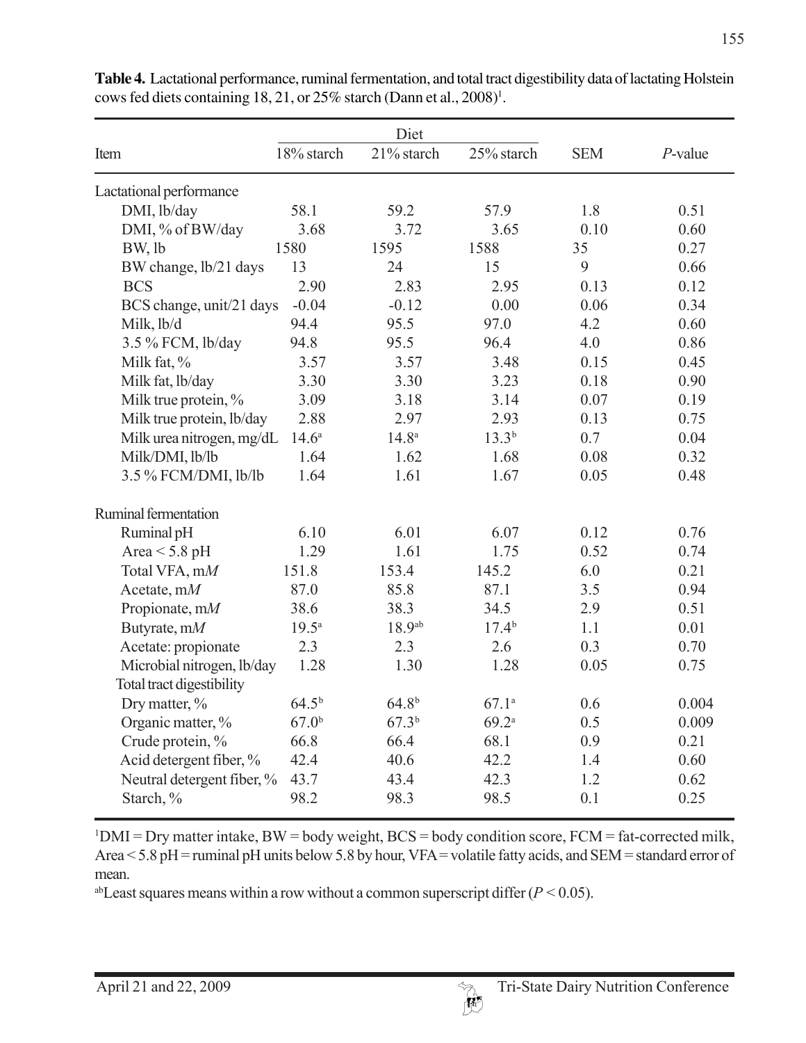**Table 4.** Lactational performance, ruminal fermentation, and total tract digestibility data of lactating Holstein cows fed diets containing 18, 21, or 25% starch (Dann et al., 2008)[1].

| Item | Diet | | | SEM | *P*-value |
|---|---|---|---|---|---|
| | 18% starch | 21% starch | 25% starch | | |
| Lactational performance | | | | | |
| DMI, lb/day | 58.1 | 59.2 | 57.9 | 1.8 | 0.51 |
| DMI, % of BW/day | 3.68 | 3.72 | 3.65 | 0.10 | 0.60 |
| BW, lb | 1580 | 1595 | 1588 | 35 | 0.27 |
| BW change, lb/21 days | 13 | 24 | 15 | 9 | 0.66 |
| BCS | 2.90 | 2.83 | 2.95 | 0.13 | 0.12 |
| BCS change, unit/21 days | -0.04 | -0.12 | 0.00 | 0.06 | 0.34 |
| Milk, lb/d | 94.4 | 95.5 | 97.0 | 4.2 | 0.60 |
| 3.5 % FCM, lb/day | 94.8 | 95.5 | 96.4 | 4.0 | 0.86 |
| Milk fat, % | 3.57 | 3.57 | 3.48 | 0.15 | 0.45 |
| Milk fat, lb/day | 3.30 | 3.30 | 3.23 | 0.18 | 0.90 |
| Milk true protein, % | 3.09 | 3.18 | 3.14 | 0.07 | 0.19 |
| Milk true protein, lb/day | 2.88 | 2.97 | 2.93 | 0.13 | 0.75 |
| Milk urea nitrogen, mg/dL | 14.6[a] | 14.8[a] | 13.3[b] | 0.7 | 0.04 |
| Milk/DMI, lb/lb | 1.64 | 1.62 | 1.68 | 0.08 | 0.32 |
| 3.5 % FCM/DMI, lb/lb | 1.64 | 1.61 | 1.67 | 0.05 | 0.48 |
| Ruminal fermentation | | | | | |
| Ruminal pH | 6.10 | 6.01 | 6.07 | 0.12 | 0.76 |
| Area < 5.8 pH | 1.29 | 1.61 | 1.75 | 0.52 | 0.74 |
| Total VFA, m*M* | 151.8 | 153.4 | 145.2 | 6.0 | 0.21 |
| Acetate, m*M* | 87.0 | 85.8 | 87.1 | 3.5 | 0.94 |
| Propionate, m*M* | 38.6 | 38.3 | 34.5 | 2.9 | 0.51 |
| Butyrate, m*M* | 19.5[a] | 18.9[ab] | 17.4[b] | 1.1 | 0.01 |
| Acetate: propionate | 2.3 | 2.3 | 2.6 | 0.3 | 0.70 |
| Microbial nitrogen, lb/day | 1.28 | 1.30 | 1.28 | 0.05 | 0.75 |
| Total tract digestibility | | | | | |
| Dry matter, % | 64.5[b] | 64.8[b] | 67.1[a] | 0.6 | 0.004 |
| Organic matter, % | 67.0[b] | 67.3[b] | 69.2[a] | 0.5 | 0.009 |
| Crude protein, % | 66.8 | 66.4 | 68.1 | 0.9 | 0.21 |
| Acid detergent fiber, % | 42.4 | 40.6 | 42.2 | 1.4 | 0.60 |
| Neutral detergent fiber, % | 43.7 | 43.4 | 42.3 | 1.2 | 0.62 |
| Starch, % | 98.2 | 98.3 | 98.5 | 0.1 | 0.25 |

[1]DMI = Dry matter intake, BW = body weight, BCS = body condition score, FCM = fat-corrected milk, Area < 5.8 pH = ruminal pH units below 5.8 by hour, VFA = volatile fatty acids, and SEM = standard error of mean.

[ab]Least squares means within a row without a common superscript differ ($P < 0.05$).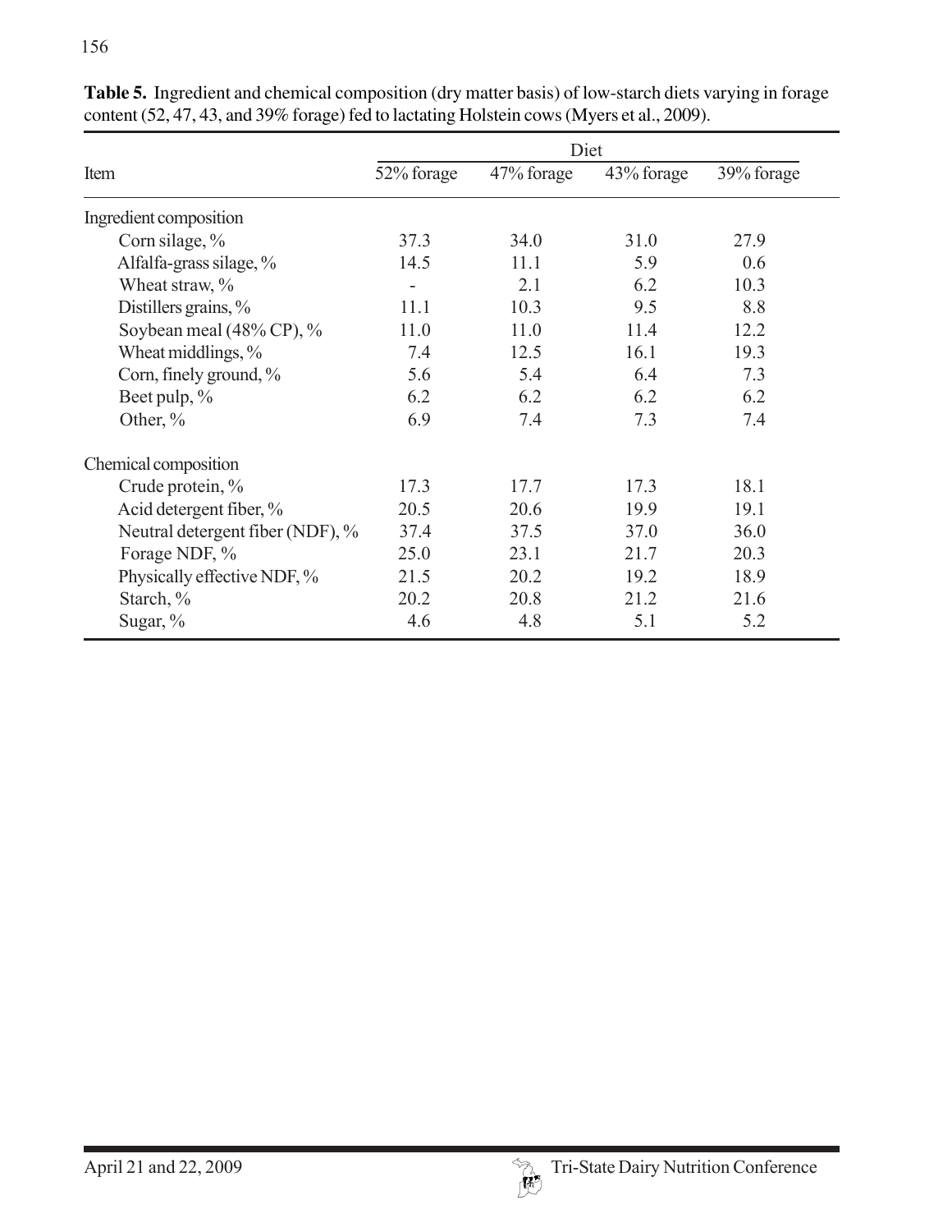**Table 5.** Ingredient and chemical composition (dry matter basis) of low-starch diets varying in forage content (52, 47, 43, and 39% forage) fed to lactating Holstein cows (Myers et al., 2009).

| Item | Diet | | | |
|---|---|---|---|---|
| | 52% forage | 47% forage | 43% forage | 39% forage |
| Ingredient composition | | | | |
| Corn silage, % | 37.3 | 34.0 | 31.0 | 27.9 |
| Alfalfa-grass silage, % | 14.5 | 11.1 | 5.9 | 0.6 |
| Wheat straw, % | - | 2.1 | 6.2 | 10.3 |
| Distillers grains, % | 11.1 | 10.3 | 9.5 | 8.8 |
| Soybean meal (48% CP), % | 11.0 | 11.0 | 11.4 | 12.2 |
| Wheat middlings, % | 7.4 | 12.5 | 16.1 | 19.3 |
| Corn, finely ground, % | 5.6 | 5.4 | 6.4 | 7.3 |
| Beet pulp, % | 6.2 | 6.2 | 6.2 | 6.2 |
| Other, % | 6.9 | 7.4 | 7.3 | 7.4 |
| Chemical composition | | | | |
| Crude protein, % | 17.3 | 17.7 | 17.3 | 18.1 |
| Acid detergent fiber, % | 20.5 | 20.6 | 19.9 | 19.1 |
| Neutral detergent fiber (NDF), % | 37.4 | 37.5 | 37.0 | 36.0 |
| Forage NDF, % | 25.0 | 23.1 | 21.7 | 20.3 |
| Physically effective NDF, % | 21.5 | 20.2 | 19.2 | 18.9 |
| Starch, % | 20.2 | 20.8 | 21.2 | 21.6 |
| Sugar, % | 4.6 | 4.8 | 5.1 | 5.2 |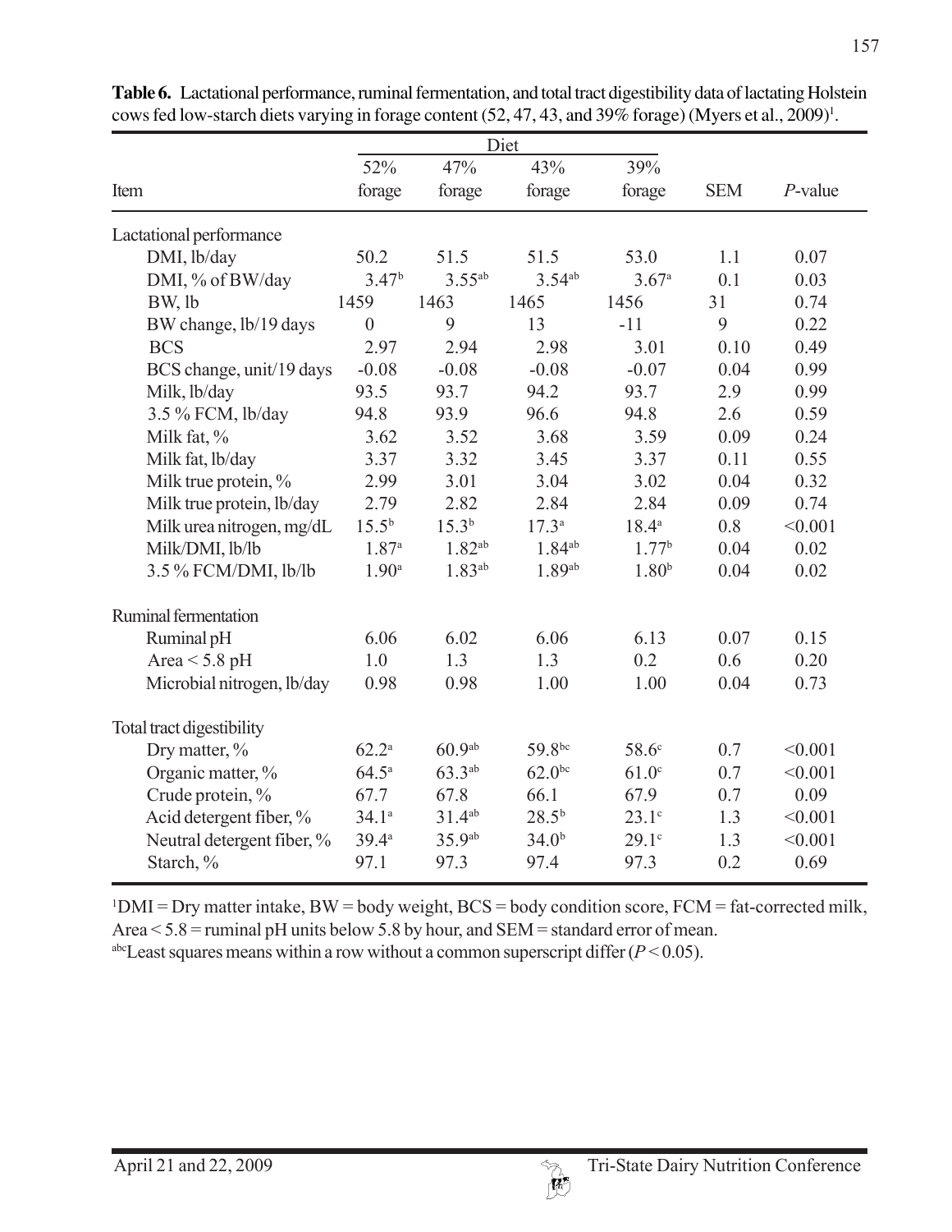**Table 6.** Lactational performance, ruminal fermentation, and total tract digestibility data of lactating Holstein cows fed low-starch diets varying in forage content (52, 47, 43, and 39% forage) (Myers et al., 2009)[1].

| | Diet | | | | | |
|---|---|---|---|---|---|---|
| Item | 52% forage | 47% forage | 43% forage | 39% forage | SEM | *P*-value |
| Lactational performance | | | | | | |
| DMI, lb/day | 50.2 | 51.5 | 51.5 | 53.0 | 1.1 | 0.07 |
| DMI, % of BW/day | $3.47^{b}$ | $3.55^{ab}$ | $3.54^{ab}$ | $3.67^{a}$ | 0.1 | 0.03 |
| BW, lb | 1459 | 1463 | 1465 | 1456 | 31 | 0.74 |
| BW change, lb/19 days | 0 | 9 | 13 | -11 | 9 | 0.22 |
| BCS | 2.97 | 2.94 | 2.98 | 3.01 | 0.10 | 0.49 |
| BCS change, unit/19 days | -0.08 | -0.08 | -0.08 | -0.07 | 0.04 | 0.99 |
| Milk, lb/day | 93.5 | 93.7 | 94.2 | 93.7 | 2.9 | 0.99 |
| 3.5 % FCM, lb/day | 94.8 | 93.9 | 96.6 | 94.8 | 2.6 | 0.59 |
| Milk fat, % | 3.62 | 3.52 | 3.68 | 3.59 | 0.09 | 0.24 |
| Milk fat, lb/day | 3.37 | 3.32 | 3.45 | 3.37 | 0.11 | 0.55 |
| Milk true protein, % | 2.99 | 3.01 | 3.04 | 3.02 | 0.04 | 0.32 |
| Milk true protein, lb/day | 2.79 | 2.82 | 2.84 | 2.84 | 0.09 | 0.74 |
| Milk urea nitrogen, mg/dL | $15.5^{b}$ | $15.3^{b}$ | $17.3^{a}$ | $18.4^{a}$ | 0.8 | <0.001 |
| Milk/DMI, lb/lb | $1.87^{a}$ | $1.82^{ab}$ | $1.84^{ab}$ | $1.77^{b}$ | 0.04 | 0.02 |
| 3.5 % FCM/DMI, lb/lb | $1.90^{a}$ | $1.83^{ab}$ | $1.89^{ab}$ | $1.80^{b}$ | 0.04 | 0.02 |
| Ruminal fermentation | | | | | | |
| Ruminal pH | 6.06 | 6.02 | 6.06 | 6.13 | 0.07 | 0.15 |
| Area < 5.8 pH | 1.0 | 1.3 | 1.3 | 0.2 | 0.6 | 0.20 |
| Microbial nitrogen, lb/day | 0.98 | 0.98 | 1.00 | 1.00 | 0.04 | 0.73 |
| Total tract digestibility | | | | | | |
| Dry matter, % | $62.2^{a}$ | $60.9^{ab}$ | $59.8^{bc}$ | $58.6^{c}$ | 0.7 | <0.001 |
| Organic matter, % | $64.5^{a}$ | $63.3^{ab}$ | $62.0^{bc}$ | $61.0^{c}$ | 0.7 | <0.001 |
| Crude protein, % | 67.7 | 67.8 | 66.1 | 67.9 | 0.7 | 0.09 |
| Acid detergent fiber, % | $34.1^{a}$ | $31.4^{ab}$ | $28.5^{b}$ | $23.1^{c}$ | 1.3 | <0.001 |
| Neutral detergent fiber, % | $39.4^{a}$ | $35.9^{ab}$ | $34.0^{b}$ | $29.1^{c}$ | 1.3 | <0.001 |
| Starch, % | 97.1 | 97.3 | 97.4 | 97.3 | 0.2 | 0.69 |

[1]DMI = Dry matter intake, BW = body weight, BCS = body condition score, FCM = fat-corrected milk, Area < 5.8 = ruminal pH units below 5.8 by hour, and SEM = standard error of mean.

[abc]Least squares means within a row without a common superscript differ ($P < 0.05$).